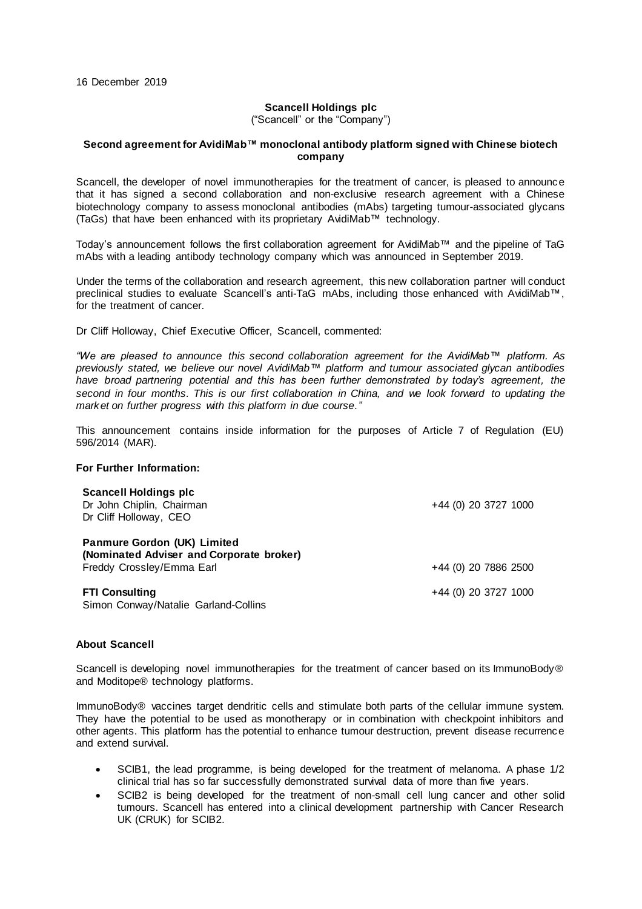16 December 2019

**Scancell Holdings plc**
("Scancell" or the "Company")

**Second agreement for AvidiMab™ monoclonal antibody platform signed with Chinese biotech company**

Scancell, the developer of novel immunotherapies for the treatment of cancer, is pleased to announce that it has signed a second collaboration and non-exclusive research agreement with a Chinese biotechnology company to assess monoclonal antibodies (mAbs) targeting tumour-associated glycans (TaGs) that have been enhanced with its proprietary AvidiMab™ technology.

Today's announcement follows the first collaboration agreement for AvidiMab™ and the pipeline of TaG mAbs with a leading antibody technology company which was announced in September 2019.

Under the terms of the collaboration and research agreement, this new collaboration partner will conduct preclinical studies to evaluate Scancell's anti-TaG mAbs, including those enhanced with AvidiMab™, for the treatment of cancer.

Dr Cliff Holloway, Chief Executive Officer, Scancell, commented:

*"We are pleased to announce this second collaboration agreement for the AvidiMab™ platform. As previously stated, we believe our novel AvidiMab™ platform and tumour associated glycan antibodies have broad partnering potential and this has been further demonstrated by today's agreement, the second in four months. This is our first collaboration in China, and we look forward to updating the market on further progress with this platform in due course."*

This announcement contains inside information for the purposes of Article 7 of Regulation (EU) 596/2014 (MAR).

**For Further Information:**

| | |
|---|---|
| **Scancell Holdings plc** | |
| Dr John Chiplin, Chairman | +44 (0) 20 3727 1000 |
| Dr Cliff Holloway, CEO | |
| **Panmure Gordon (UK) Limited** | |
| **(Nominated Adviser and Corporate broker)** | |
| Freddy Crossley/Emma Earl | +44 (0) 20 7886 2500 |
| **FTI Consulting** | +44 (0) 20 3727 1000 |
| Simon Conway/Natalie Garland-Collins | |

**About Scancell**

Scancell is developing novel immunotherapies for the treatment of cancer based on its ImmunoBody® and Moditope® technology platforms.

ImmunoBody® vaccines target dendritic cells and stimulate both parts of the cellular immune system. They have the potential to be used as monotherapy or in combination with checkpoint inhibitors and other agents. This platform has the potential to enhance tumour destruction, prevent disease recurrence and extend survival.

- SCIB1, the lead programme, is being developed for the treatment of melanoma. A phase 1/2 clinical trial has so far successfully demonstrated survival data of more than five years.
- SCIB2 is being developed for the treatment of non-small cell lung cancer and other solid tumours. Scancell has entered into a clinical development partnership with Cancer Research UK (CRUK) for SCIB2.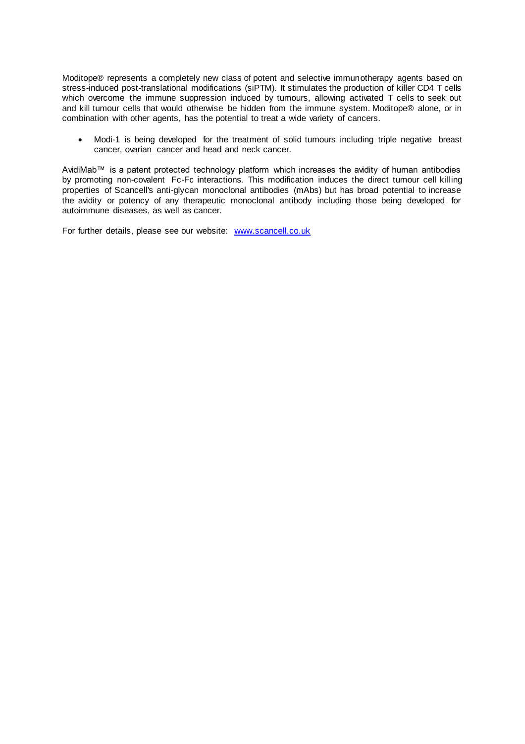Moditope® represents a completely new class of potent and selective immunotherapy agents based on stress-induced post-translational modifications (siPTM). It stimulates the production of killer CD4 T cells which overcome the immune suppression induced by tumours, allowing activated T cells to seek out and kill tumour cells that would otherwise be hidden from the immune system. Moditope® alone, or in combination with other agents, has the potential to treat a wide variety of cancers.

- Modi-1 is being developed for the treatment of solid tumours including triple negative breast cancer, ovarian cancer and head and neck cancer.

AvidiMab™ is a patent protected technology platform which increases the avidity of human antibodies by promoting non-covalent Fc-Fc interactions. This modification induces the direct tumour cell killing properties of Scancell's anti-glycan monoclonal antibodies (mAbs) but has broad potential to increase the avidity or potency of any therapeutic monoclonal antibody including those being developed for autoimmune diseases, as well as cancer.

For further details, please see our website: [www.scancell.co.uk](http://www.scancell.co.uk)